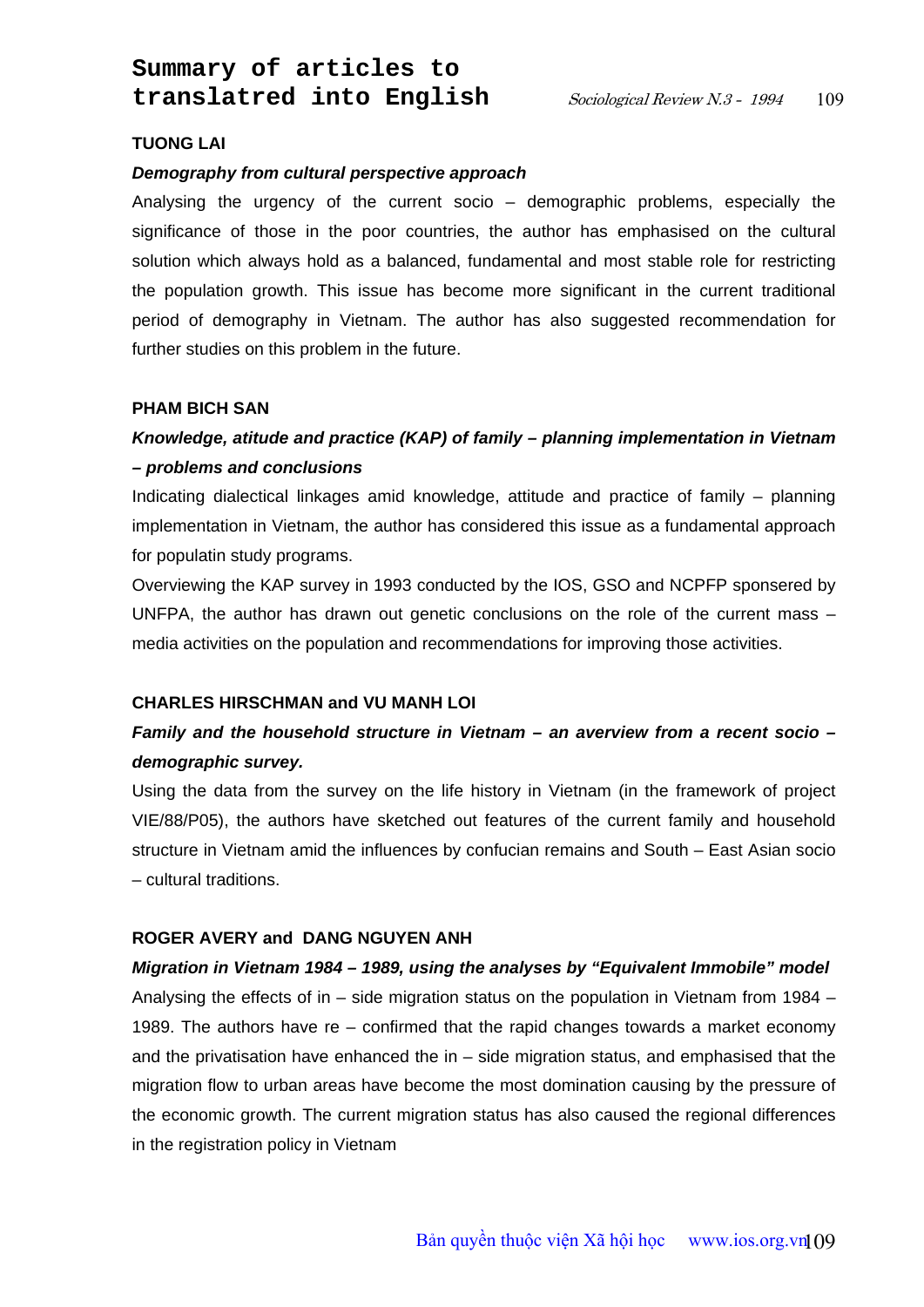# Summary of articles to translatred into English

**TUONG LAI**

***Demography from cultural perspective approach***

Analysing the urgency of the current socio – demographic problems, especially the significance of those in the poor countries, the author has emphasised on the cultural solution which always hold as a balanced, fundamental and most stable role for restricting the population growth. This issue has become more significant in the current traditional period of demography in Vietnam. The author has also suggested recommendation for further studies on this problem in the future.

**PHAM BICH SAN**

***Knowledge, atitude and practice (KAP) of family – planning implementation in Vietnam – problems and conclusions***

Indicating dialectical linkages amid knowledge, attitude and practice of family – planning implementation in Vietnam, the author has considered this issue as a fundamental approach for populatin study programs.

Overviewing the KAP survey in 1993 conducted by the IOS, GSO and NCPFP sponsered by UNFPA, the author has drawn out genetic conclusions on the role of the current mass – media activities on the population and recommendations for improving those activities.

**CHARLES HIRSCHMAN and VU MANH LOI**

***Family and the household structure in Vietnam – an averview from a recent socio – demographic survey.***

Using the data from the survey on the life history in Vietnam (in the framework of project VIE/88/P05), the authors have sketched out features of the current family and household structure in Vietnam amid the influences by confucian remains and South – East Asian socio – cultural traditions.

**ROGER AVERY and DANG NGUYEN ANH**

***Migration in Vietnam 1984 – 1989, using the analyses by "Equivalent Immobile" model***

Analysing the effects of in – side migration status on the population in Vietnam from 1984 – 1989. The authors have re – confirmed that the rapid changes towards a market economy and the privatisation have enhanced the in – side migration status, and emphasised that the migration flow to urban areas have become the most domination causing by the pressure of the economic growth. The current migration status has also caused the regional differences in the registration policy in Vietnam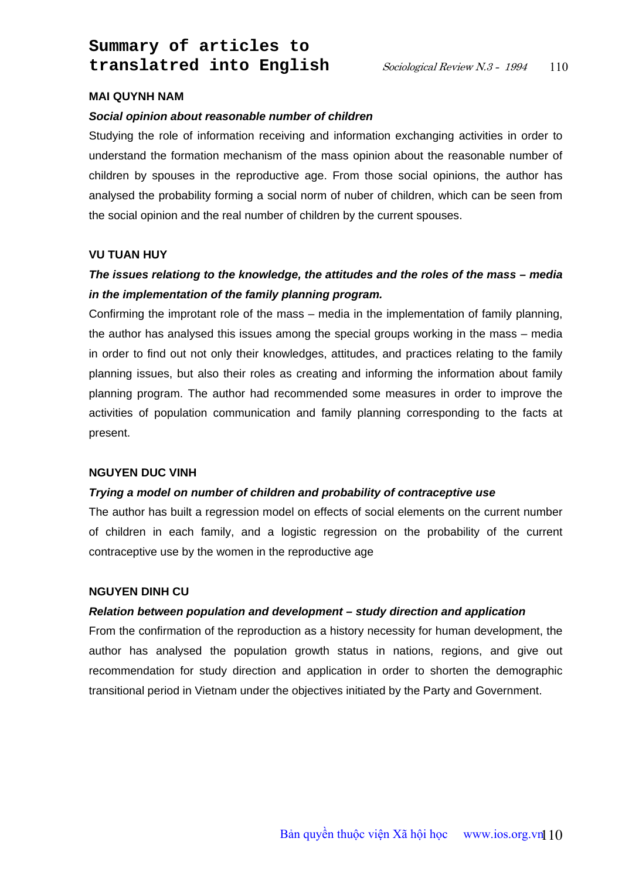# Summary of articles to translatred into English

**MAI QUYNH NAM**

***Social opinion about reasonable number of children***

Studying the role of information receiving and information exchanging activities in order to understand the formation mechanism of the mass opinion about the reasonable number of children by spouses in the reproductive age. From those social opinions, the author has analysed the probability forming a social norm of nuber of children, which can be seen from the social opinion and the real number of children by the current spouses.

**VU TUAN HUY**

***The issues relationg to the knowledge, the attitudes and the roles of the mass – media in the implementation of the family planning program.***

Confirming the improtant role of the mass – media in the implementation of family planning, the author has analysed this issues among the special groups working in the mass – media in order to find out not only their knowledges, attitudes, and practices relating to the family planning issues, but also their roles as creating and informing the information about family planning program. The author had recommended some measures in order to improve the activities of population communication and family planning corresponding to the facts at present.

**NGUYEN DUC VINH**

***Trying a model on number of children and probability of contraceptive use***

The author has built a regression model on effects of social elements on the current number of children in each family, and a logistic regression on the probability of the current contraceptive use by the women in the reproductive age

**NGUYEN DINH CU**

***Relation between population and development – study direction and application***

From the confirmation of the reproduction as a history necessity for human development, the author has analysed the population growth status in nations, regions, and give out recommendation for study direction and application in order to shorten the demographic transitional period in Vietnam under the objectives initiated by the Party and Government.